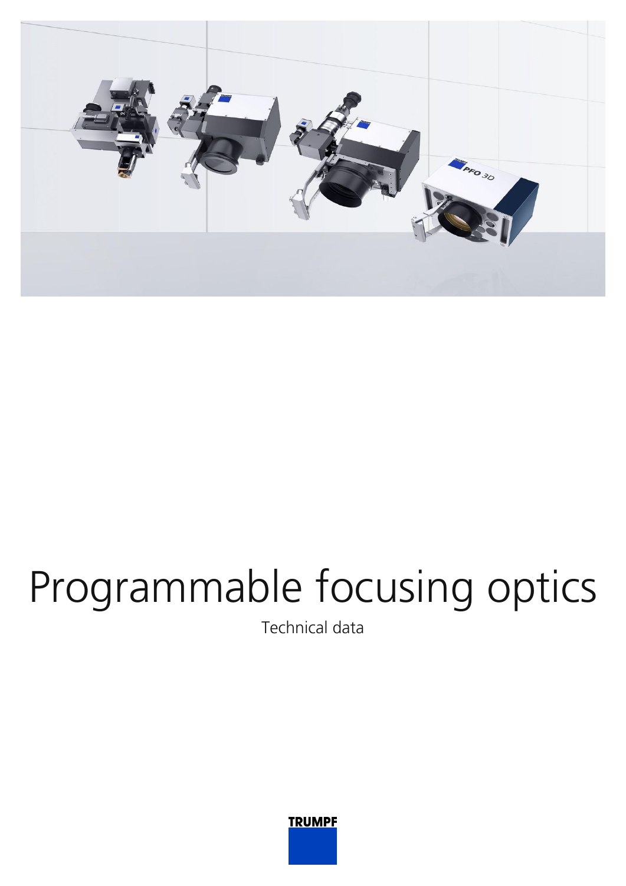# Programmable focusing optics

Technical data

TRUMPF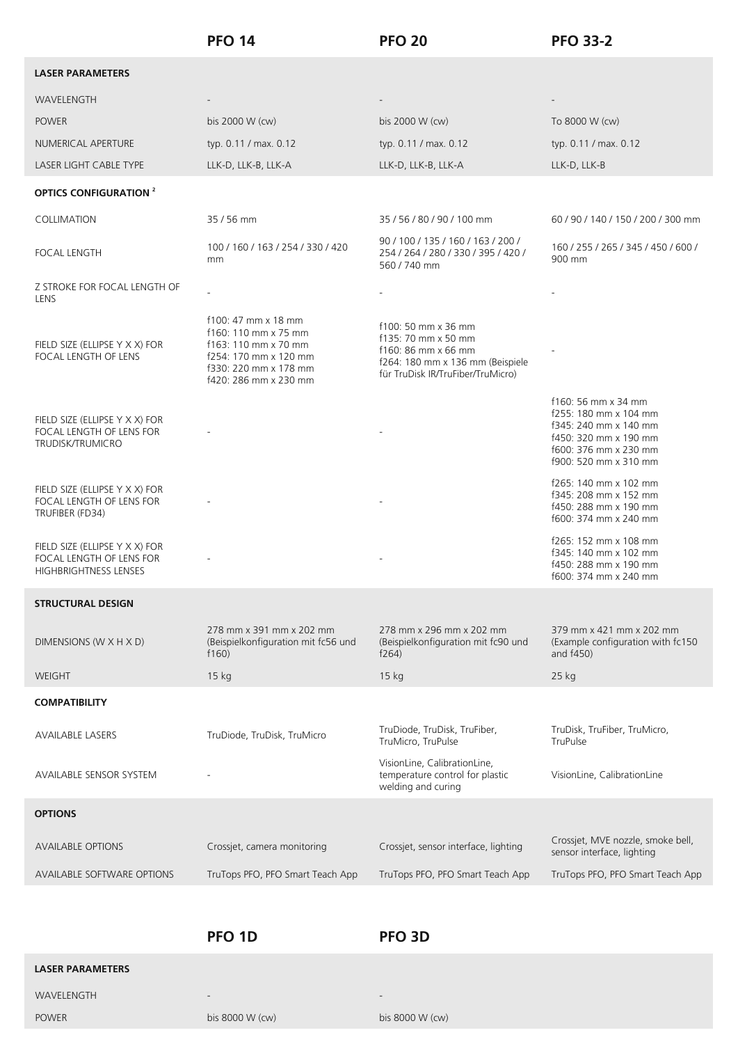| | PFO 14 | PFO 20 | PFO 33-2 |
|---|---|---|---|
| **LASER PARAMETERS** | | | |
| WAVELENGTH | - | - | - |
| POWER | bis 2000 W (cw) | bis 2000 W (cw) | To 8000 W (cw) |
| NUMERICAL APERTURE | typ. 0.11 / max. 0.12 | typ. 0.11 / max. 0.12 | typ. 0.11 / max. 0.12 |
| LASER LIGHT CABLE TYPE | LLK-D, LLK-B, LLK-A | LLK-D, LLK-B, LLK-A | LLK-D, LLK-B |
| **OPTICS CONFIGURATION [2]** | | | |
| COLLIMATION | 35 / 56 mm | 35 / 56 / 80 / 90 / 100 mm | 60 / 90 / 140 / 150 / 200 / 300 mm |
| FOCAL LENGTH | 100 / 160 / 163 / 254 / 330 / 420 mm | 90 / 100 / 135 / 160 / 163 / 200 / 254 / 264 / 280 / 330 / 395 / 420 / 560 / 740 mm | 160 / 255 / 265 / 345 / 450 / 600 / 900 mm |
| Z STROKE FOR FOCAL LENGTH OF LENS | - | - | - |
| FIELD SIZE (ELLIPSE Y X X) FOR FOCAL LENGTH OF LENS | f100: 47 mm x 18 mm<br>f160: 110 mm x 75 mm<br>f163: 110 mm x 70 mm<br>f254: 170 mm x 120 mm<br>f330: 220 mm x 178 mm<br>f420: 286 mm x 230 mm | f100: 50 mm x 36 mm<br>f135: 70 mm x 50 mm<br>f160: 86 mm x 66 mm<br>f264: 180 mm x 136 mm (Beispiele für TruDisk IR/TruFiber/TruMicro) | - |
| FIELD SIZE (ELLIPSE Y X X) FOR FOCAL LENGTH OF LENS FOR TRUDISK/TRUMICRO | - | - | f160: 56 mm x 34 mm<br>f255: 180 mm x 104 mm<br>f345: 240 mm x 140 mm<br>f450: 320 mm x 190 mm<br>f600: 376 mm x 230 mm<br>f900: 520 mm x 310 mm |
| FIELD SIZE (ELLIPSE Y X X) FOR FOCAL LENGTH OF LENS FOR TRUFIBER (FD34) | - | - | f265: 140 mm x 102 mm<br>f345: 208 mm x 152 mm<br>f450: 288 mm x 190 mm<br>f600: 374 mm x 240 mm |
| FIELD SIZE (ELLIPSE Y X X) FOR FOCAL LENGTH OF LENS FOR HIGHBRIGHTNESS LENSES | - | - | f265: 152 mm x 108 mm<br>f345: 140 mm x 102 mm<br>f450: 288 mm x 190 mm<br>f600: 374 mm x 240 mm |
| **STRUCTURAL DESIGN** | | | |
| DIMENSIONS (W X H X D) | 278 mm x 391 mm x 202 mm (Beispielkonfiguration mit fc56 und f160) | 278 mm x 296 mm x 202 mm (Beispielkonfiguration mit fc90 und f264) | 379 mm x 421 mm x 202 mm (Example configuration with fc150 and f450) |
| WEIGHT | 15 kg | 15 kg | 25 kg |
| **COMPATIBILITY** | | | |
| AVAILABLE LASERS | TruDiode, TruDisk, TruMicro | TruDiode, TruDisk, TruFiber, TruMicro, TruPulse | TruDisk, TruFiber, TruMicro, TruPulse |
| AVAILABLE SENSOR SYSTEM | - | VisionLine, CalibrationLine, temperature control for plastic welding and curing | VisionLine, CalibrationLine |
| **OPTIONS** | | | |
| AVAILABLE OPTIONS | Crossjet, camera monitoring | Crossjet, sensor interface, lighting | Crossjet, MVE nozzle, smoke bell, sensor interface, lighting |
| AVAILABLE SOFTWARE OPTIONS | TruTops PFO, PFO Smart Teach App | TruTops PFO, PFO Smart Teach App | TruTops PFO, PFO Smart Teach App |

| | PFO 1D | PFO 3D |
|---|---|---|
| **LASER PARAMETERS** | | |
| WAVELENGTH | - | - |
| POWER | bis 8000 W (cw) | bis 8000 W (cw) |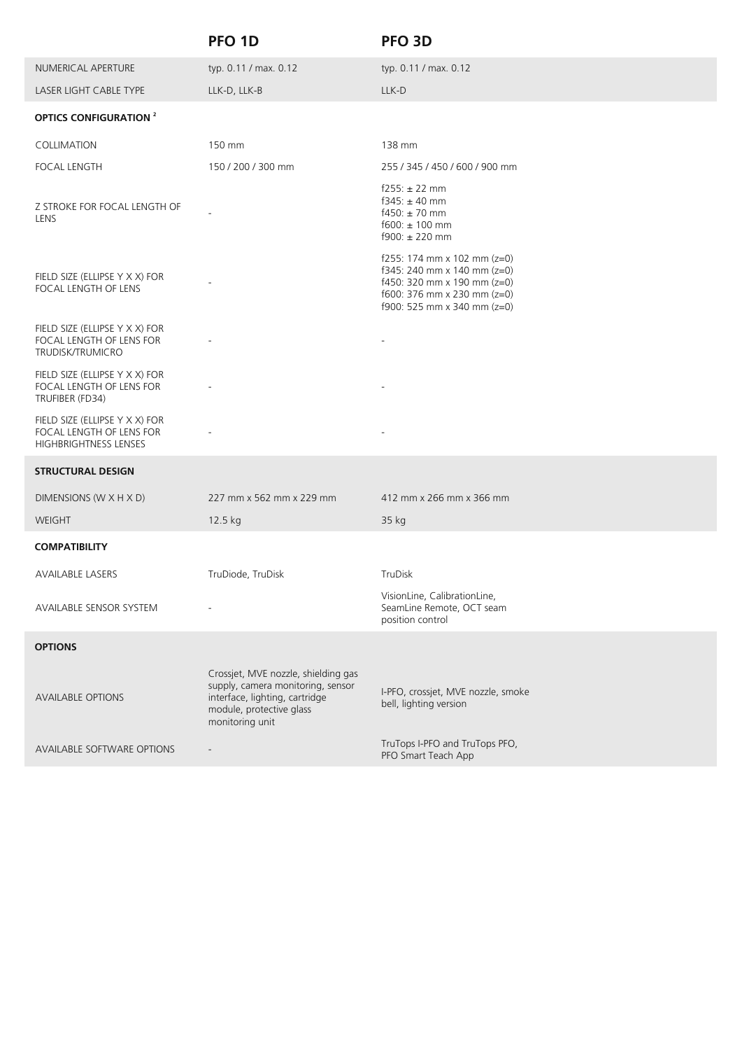| | PFO 1D | PFO 3D |
|---|---|---|
| NUMERICAL APERTURE | typ. 0.11 / max. 0.12 | typ. 0.11 / max. 0.12 |
| LASER LIGHT CABLE TYPE | LLK-D, LLK-B | LLK-D |
| **OPTICS CONFIGURATION [2]** | | |
| COLLIMATION | 150 mm | 138 mm |
| FOCAL LENGTH | 150 / 200 / 300 mm | 255 / 345 / 450 / 600 / 900 mm |
| Z STROKE FOR FOCAL LENGTH OF LENS | - | f255: ± 22 mm<br>f345: ± 40 mm<br>f450: ± 70 mm<br>f600: ± 100 mm<br>f900: ± 220 mm |
| FIELD SIZE (ELLIPSE Y X X) FOR FOCAL LENGTH OF LENS | - | f255: 174 mm x 102 mm (z=0)<br>f345: 240 mm x 140 mm (z=0)<br>f450: 320 mm x 190 mm (z=0)<br>f600: 376 mm x 230 mm (z=0)<br>f900: 525 mm x 340 mm (z=0) |
| FIELD SIZE (ELLIPSE Y X X) FOR FOCAL LENGTH OF LENS FOR TRUDISK/TRUMICRO | - | - |
| FIELD SIZE (ELLIPSE Y X X) FOR FOCAL LENGTH OF LENS FOR TRUFIBER (FD34) | - | - |
| FIELD SIZE (ELLIPSE Y X X) FOR FOCAL LENGTH OF LENS FOR HIGHBRIGHTNESS LENSES | - | - |
| **STRUCTURAL DESIGN** | | |
| DIMENSIONS (W X H X D) | 227 mm x 562 mm x 229 mm | 412 mm x 266 mm x 366 mm |
| WEIGHT | 12.5 kg | 35 kg |
| **COMPATIBILITY** | | |
| AVAILABLE LASERS | TruDiode, TruDisk | TruDisk |
| AVAILABLE SENSOR SYSTEM | - | VisionLine, CalibrationLine, SeamLine Remote, OCT seam position control |
| **OPTIONS** | | |
| AVAILABLE OPTIONS | Crossjet, MVE nozzle, shielding gas supply, camera monitoring, sensor interface, lighting, cartridge module, protective glass monitoring unit | I-PFO, crossjet, MVE nozzle, smoke bell, lighting version |
| AVAILABLE SOFTWARE OPTIONS | - | TruTops I-PFO and TruTops PFO, PFO Smart Teach App |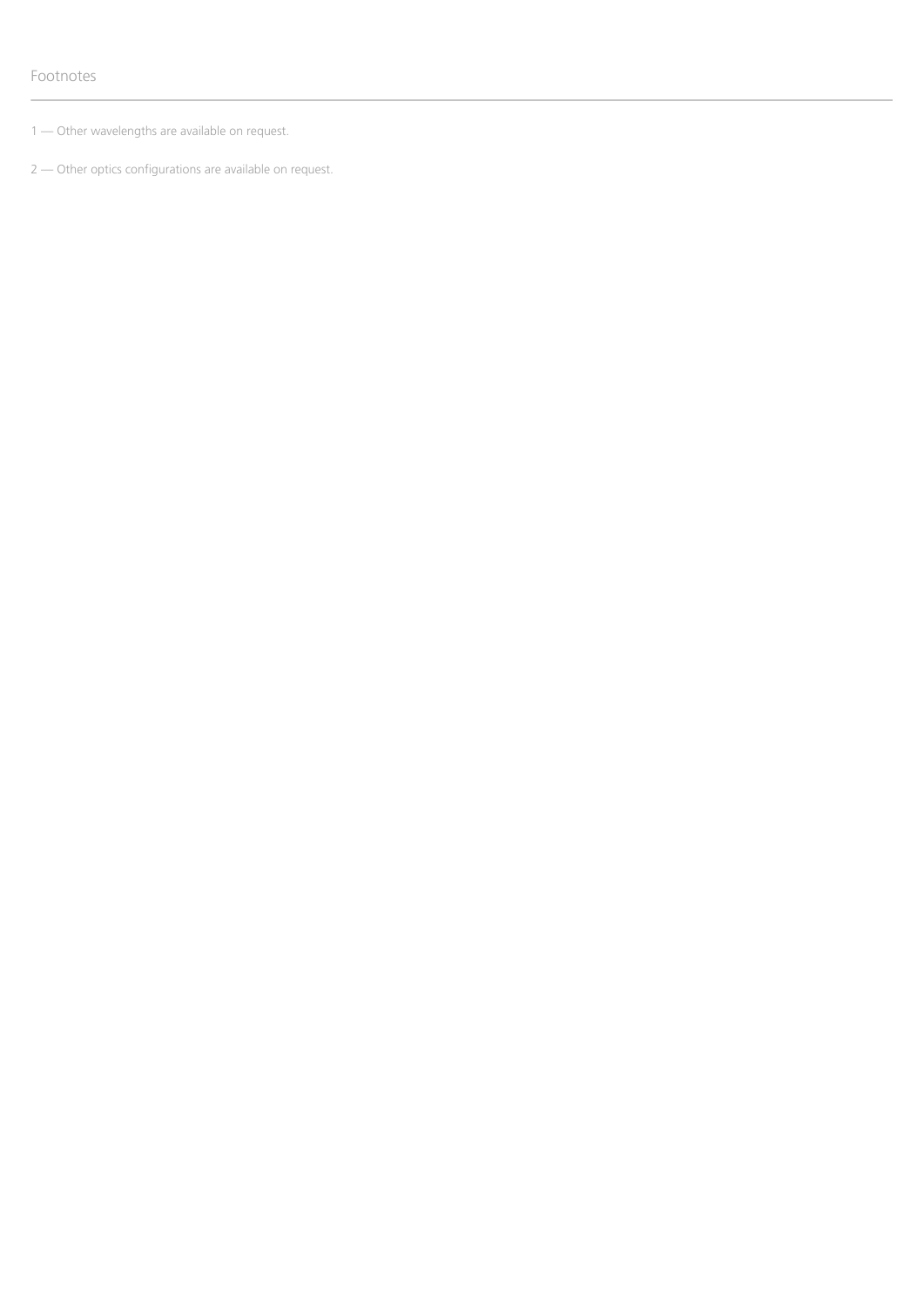## Footnotes

1 — Other wavelengths are available on request.

2 — Other optics configurations are available on request.